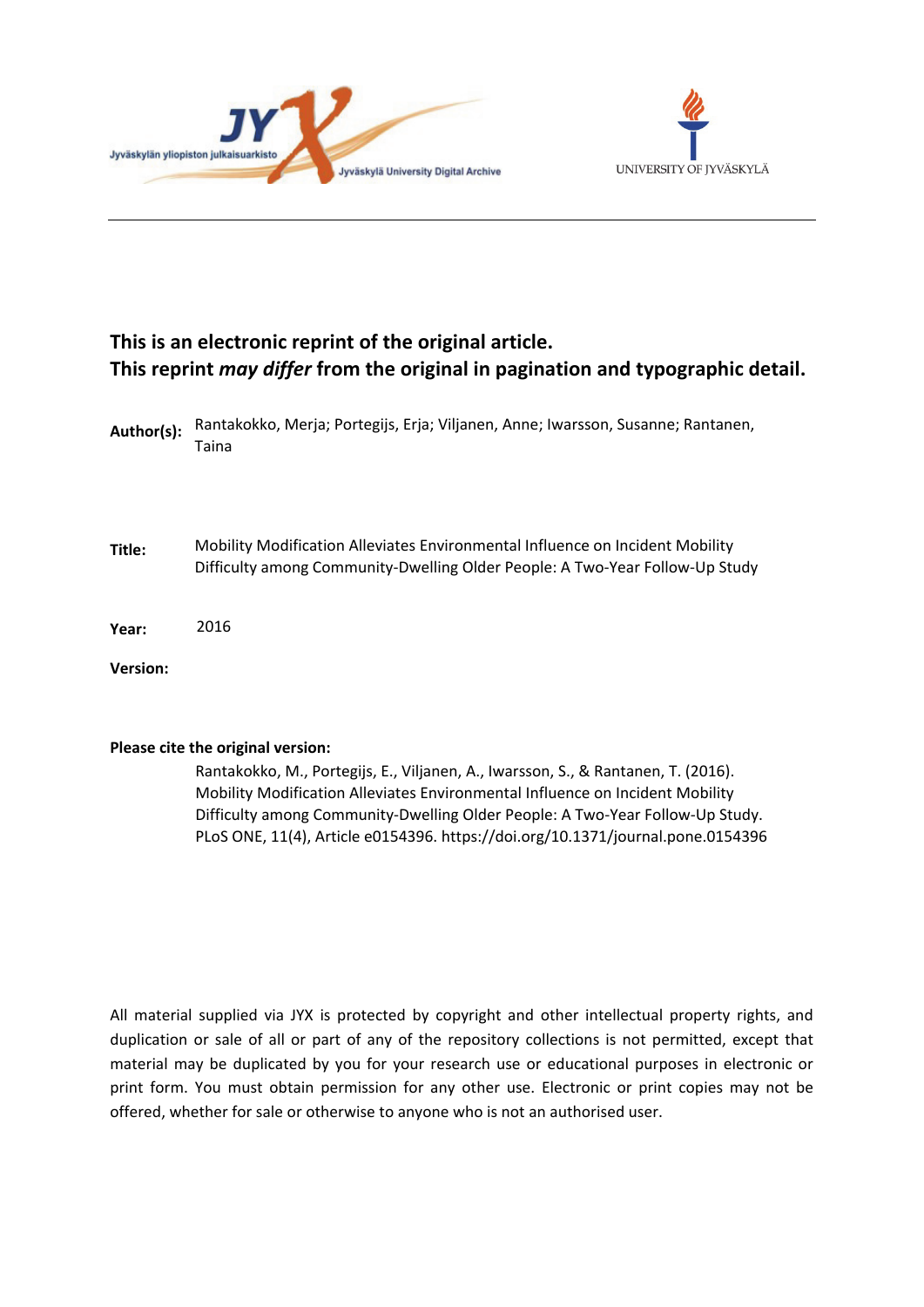**This is an electronic reprint of the original article.**
**This reprint *may differ* from the original in pagination and typographic detail.**

**Author(s):** Rantakokko, Merja; Portegijs, Erja; Viljanen, Anne; Iwarsson, Susanne; Rantanen, Taina

**Title:** Mobility Modification Alleviates Environmental Influence on Incident Mobility Difficulty among Community-Dwelling Older People: A Two-Year Follow-Up Study

**Year:** 2016

**Version:**

**Please cite the original version:**

Rantakokko, M., Portegijs, E., Viljanen, A., Iwarsson, S., & Rantanen, T. (2016). Mobility Modification Alleviates Environmental Influence on Incident Mobility Difficulty among Community-Dwelling Older People: A Two-Year Follow-Up Study. PLoS ONE, 11(4), Article e0154396. https://doi.org/10.1371/journal.pone.0154396

All material supplied via JYX is protected by copyright and other intellectual property rights, and duplication or sale of all or part of any of the repository collections is not permitted, except that material may be duplicated by you for your research use or educational purposes in electronic or print form. You must obtain permission for any other use. Electronic or print copies may not be offered, whether for sale or otherwise to anyone who is not an authorised user.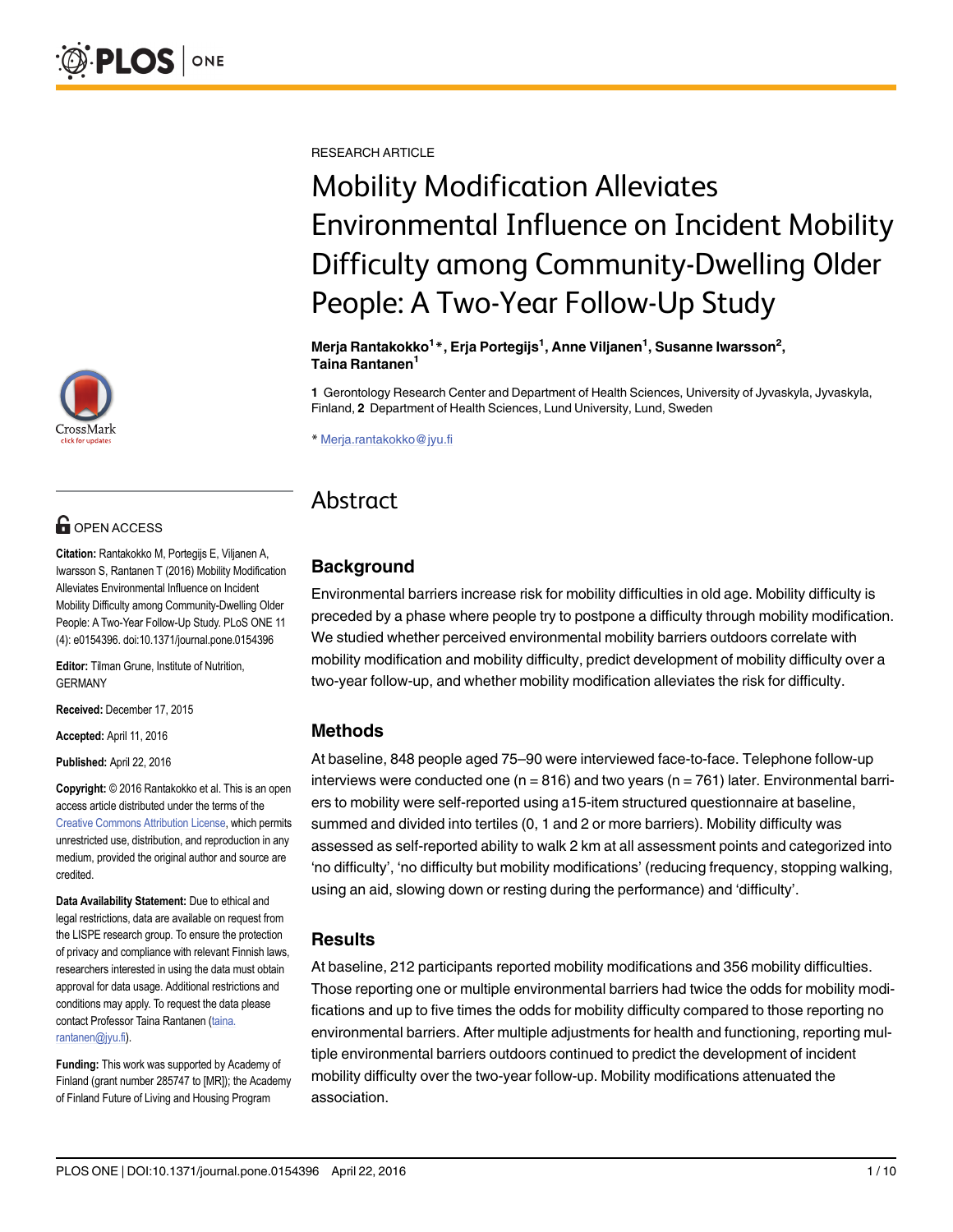RESEARCH ARTICLE

# Mobility Modification Alleviates Environmental Influence on Incident Mobility Difficulty among Community-Dwelling Older People: A Two-Year Follow-Up Study

**Merja Rantakokko[1]*, Erja Portegijs[1], Anne Viljanen[1], Susanne Iwarsson[2], Taina Rantanen[1]**

**1** Gerontology Research Center and Department of Health Sciences, University of Jyvaskyla, Jyvaskyla, Finland, **2** Department of Health Sciences, Lund University, Lund, Sweden

* Merja.rantakokko@jyu.fi

OPEN ACCESS

**Citation:** Rantakokko M, Portegijs E, Viljanen A, Iwarsson S, Rantanen T (2016) Mobility Modification Alleviates Environmental Influence on Incident Mobility Difficulty among Community-Dwelling Older People: A Two-Year Follow-Up Study. PLoS ONE 11 (4): e0154396. doi:10.1371/journal.pone.0154396

**Editor:** Tilman Grune, Institute of Nutrition, GERMANY

**Received:** December 17, 2015

**Accepted:** April 11, 2016

**Published:** April 22, 2016

**Copyright:** © 2016 Rantakokko et al. This is an open access article distributed under the terms of the Creative Commons Attribution License, which permits unrestricted use, distribution, and reproduction in any medium, provided the original author and source are credited.

**Data Availability Statement:** Due to ethical and legal restrictions, data are available on request from the LISPE research group. To ensure the protection of privacy and compliance with relevant Finnish laws, researchers interested in using the data must obtain approval for data usage. Additional restrictions and conditions may apply. To request the data please contact Professor Taina Rantanen (taina.rantanen@jyu.fi).

**Funding:** This work was supported by Academy of Finland (grant number 285747 to [MR]); the Academy of Finland Future of Living and Housing Program

## Abstract

### Background

Environmental barriers increase risk for mobility difficulties in old age. Mobility difficulty is preceded by a phase where people try to postpone a difficulty through mobility modification. We studied whether perceived environmental mobility barriers outdoors correlate with mobility modification and mobility difficulty, predict development of mobility difficulty over a two-year follow-up, and whether mobility modification alleviates the risk for difficulty.

### Methods

At baseline, 848 people aged 75–90 were interviewed face-to-face. Telephone follow-up interviews were conducted one (n = 816) and two years (n = 761) later. Environmental barriers to mobility were self-reported using a15-item structured questionnaire at baseline, summed and divided into tertiles (0, 1 and 2 or more barriers). Mobility difficulty was assessed as self-reported ability to walk 2 km at all assessment points and categorized into 'no difficulty', 'no difficulty but mobility modifications' (reducing frequency, stopping walking, using an aid, slowing down or resting during the performance) and 'difficulty'.

### Results

At baseline, 212 participants reported mobility modifications and 356 mobility difficulties. Those reporting one or multiple environmental barriers had twice the odds for mobility modifications and up to five times the odds for mobility difficulty compared to those reporting no environmental barriers. After multiple adjustments for health and functioning, reporting multiple environmental barriers outdoors continued to predict the development of incident mobility difficulty over the two-year follow-up. Mobility modifications attenuated the association.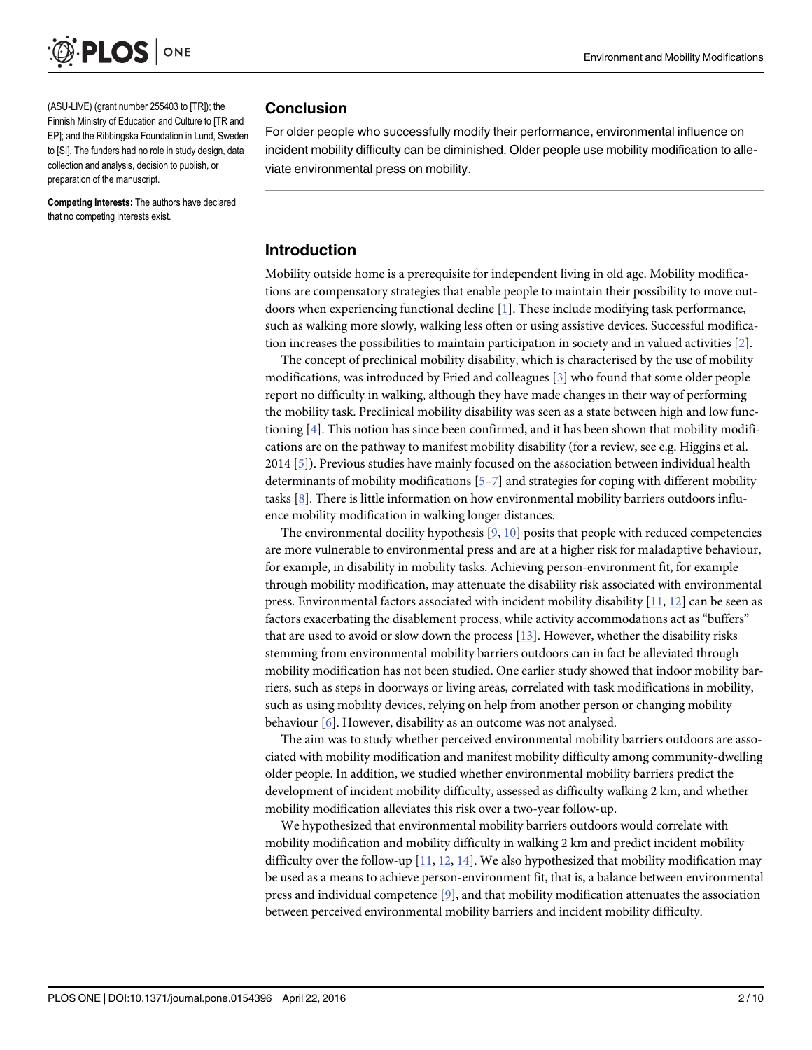(ASU-LIVE) (grant number 255403 to [TR]); the Finnish Ministry of Education and Culture to [TR and EP]; and the Ribbingska Foundation in Lund, Sweden to [SI]. The funders had no role in study design, data collection and analysis, decision to publish, or preparation of the manuscript.

**Competing Interests:** The authors have declared that no competing interests exist.

## Conclusion

For older people who successfully modify their performance, environmental influence on incident mobility difficulty can be diminished. Older people use mobility modification to alleviate environmental press on mobility.

## Introduction

Mobility outside home is a prerequisite for independent living in old age. Mobility modifications are compensatory strategies that enable people to maintain their possibility to move outdoors when experiencing functional decline [1]. These include modifying task performance, such as walking more slowly, walking less often or using assistive devices. Successful modification increases the possibilities to maintain participation in society and in valued activities [2].

The concept of preclinical mobility disability, which is characterised by the use of mobility modifications, was introduced by Fried and colleagues [3] who found that some older people report no difficulty in walking, although they have made changes in their way of performing the mobility task. Preclinical mobility disability was seen as a state between high and low functioning [4]. This notion has since been confirmed, and it has been shown that mobility modifications are on the pathway to manifest mobility disability (for a review, see e.g. Higgins et al. 2014 [5]). Previous studies have mainly focused on the association between individual health determinants of mobility modifications [5–7] and strategies for coping with different mobility tasks [8]. There is little information on how environmental mobility barriers outdoors influence mobility modification in walking longer distances.

The environmental docility hypothesis [9, 10] posits that people with reduced competencies are more vulnerable to environmental press and are at a higher risk for maladaptive behaviour, for example, in disability in mobility tasks. Achieving person-environment fit, for example through mobility modification, may attenuate the disability risk associated with environmental press. Environmental factors associated with incident mobility disability [11, 12] can be seen as factors exacerbating the disablement process, while activity accommodations act as "buffers" that are used to avoid or slow down the process [13]. However, whether the disability risks stemming from environmental mobility barriers outdoors can in fact be alleviated through mobility modification has not been studied. One earlier study showed that indoor mobility barriers, such as steps in doorways or living areas, correlated with task modifications in mobility, such as using mobility devices, relying on help from another person or changing mobility behaviour [6]. However, disability as an outcome was not analysed.

The aim was to study whether perceived environmental mobility barriers outdoors are associated with mobility modification and manifest mobility difficulty among community-dwelling older people. In addition, we studied whether environmental mobility barriers predict the development of incident mobility difficulty, assessed as difficulty walking 2 km, and whether mobility modification alleviates this risk over a two-year follow-up.

We hypothesized that environmental mobility barriers outdoors would correlate with mobility modification and mobility difficulty in walking 2 km and predict incident mobility difficulty over the follow-up [11, 12, 14]. We also hypothesized that mobility modification may be used as a means to achieve person-environment fit, that is, a balance between environmental press and individual competence [9], and that mobility modification attenuates the association between perceived environmental mobility barriers and incident mobility difficulty.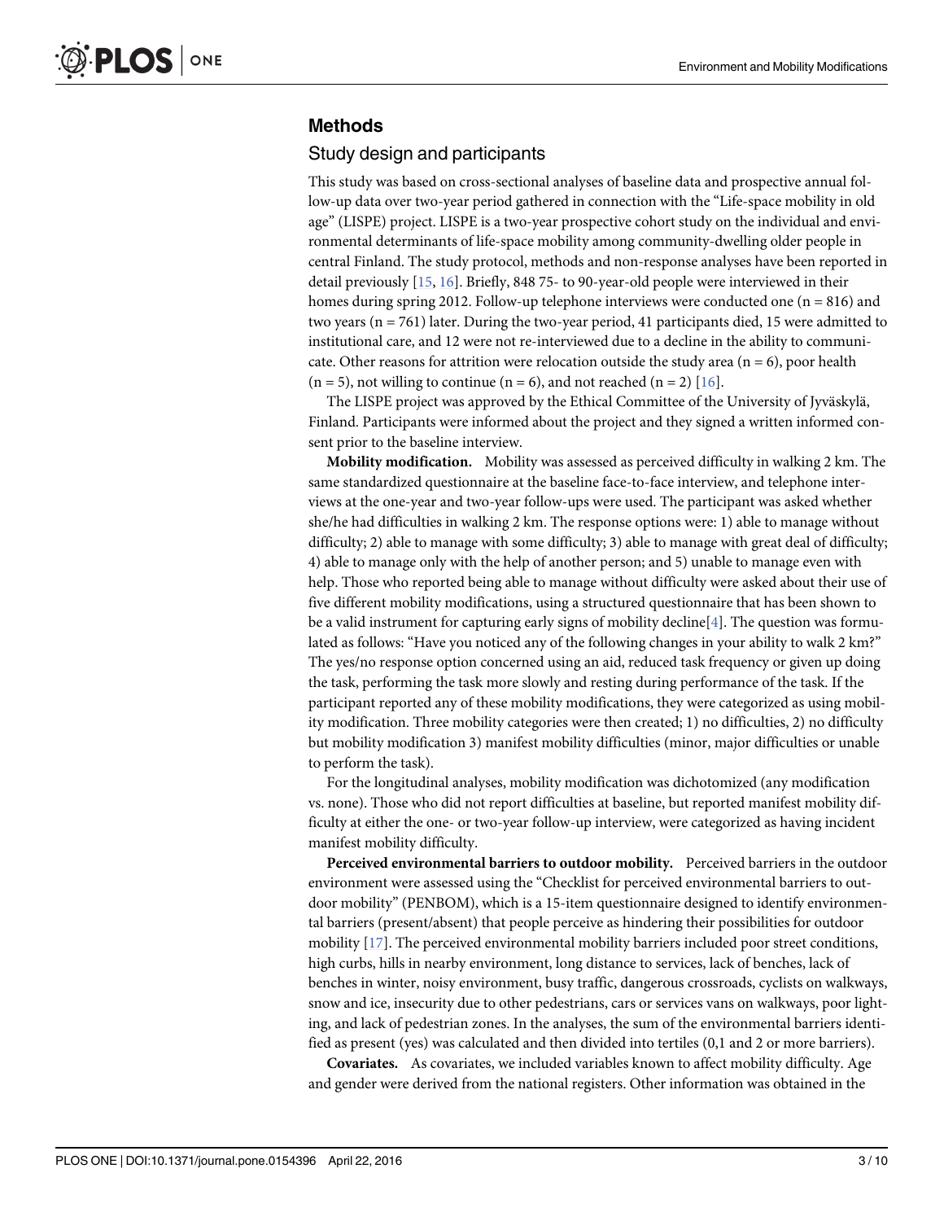## Methods

### Study design and participants

This study was based on cross-sectional analyses of baseline data and prospective annual follow-up data over two-year period gathered in connection with the "Life-space mobility in old age" (LISPE) project. LISPE is a two-year prospective cohort study on the individual and environmental determinants of life-space mobility among community-dwelling older people in central Finland. The study protocol, methods and non-response analyses have been reported in detail previously [15, 16]. Briefly, 848 75- to 90-year-old people were interviewed in their homes during spring 2012. Follow-up telephone interviews were conducted one (n = 816) and two years (n = 761) later. During the two-year period, 41 participants died, 15 were admitted to institutional care, and 12 were not re-interviewed due to a decline in the ability to communicate. Other reasons for attrition were relocation outside the study area (n = 6), poor health (n = 5), not willing to continue (n = 6), and not reached (n = 2) [16].

The LISPE project was approved by the Ethical Committee of the University of Jyväskylä, Finland. Participants were informed about the project and they signed a written informed consent prior to the baseline interview.

**Mobility modification.** Mobility was assessed as perceived difficulty in walking 2 km. The same standardized questionnaire at the baseline face-to-face interview, and telephone interviews at the one-year and two-year follow-ups were used. The participant was asked whether she/he had difficulties in walking 2 km. The response options were: 1) able to manage without difficulty; 2) able to manage with some difficulty; 3) able to manage with great deal of difficulty; 4) able to manage only with the help of another person; and 5) unable to manage even with help. Those who reported being able to manage without difficulty were asked about their use of five different mobility modifications, using a structured questionnaire that has been shown to be a valid instrument for capturing early signs of mobility decline[4]. The question was formulated as follows: "Have you noticed any of the following changes in your ability to walk 2 km?" The yes/no response option concerned using an aid, reduced task frequency or given up doing the task, performing the task more slowly and resting during performance of the task. If the participant reported any of these mobility modifications, they were categorized as using mobility modification. Three mobility categories were then created; 1) no difficulties, 2) no difficulty but mobility modification 3) manifest mobility difficulties (minor, major difficulties or unable to perform the task).

For the longitudinal analyses, mobility modification was dichotomized (any modification vs. none). Those who did not report difficulties at baseline, but reported manifest mobility difficulty at either the one- or two-year follow-up interview, were categorized as having incident manifest mobility difficulty.

**Perceived environmental barriers to outdoor mobility.** Perceived barriers in the outdoor environment were assessed using the "Checklist for perceived environmental barriers to outdoor mobility" (PENBOM), which is a 15-item questionnaire designed to identify environmental barriers (present/absent) that people perceive as hindering their possibilities for outdoor mobility [17]. The perceived environmental mobility barriers included poor street conditions, high curbs, hills in nearby environment, long distance to services, lack of benches, lack of benches in winter, noisy environment, busy traffic, dangerous crossroads, cyclists on walkways, snow and ice, insecurity due to other pedestrians, cars or services vans on walkways, poor lighting, and lack of pedestrian zones. In the analyses, the sum of the environmental barriers identified as present (yes) was calculated and then divided into tertiles (0,1 and 2 or more barriers).

**Covariates.** As covariates, we included variables known to affect mobility difficulty. Age and gender were derived from the national registers. Other information was obtained in the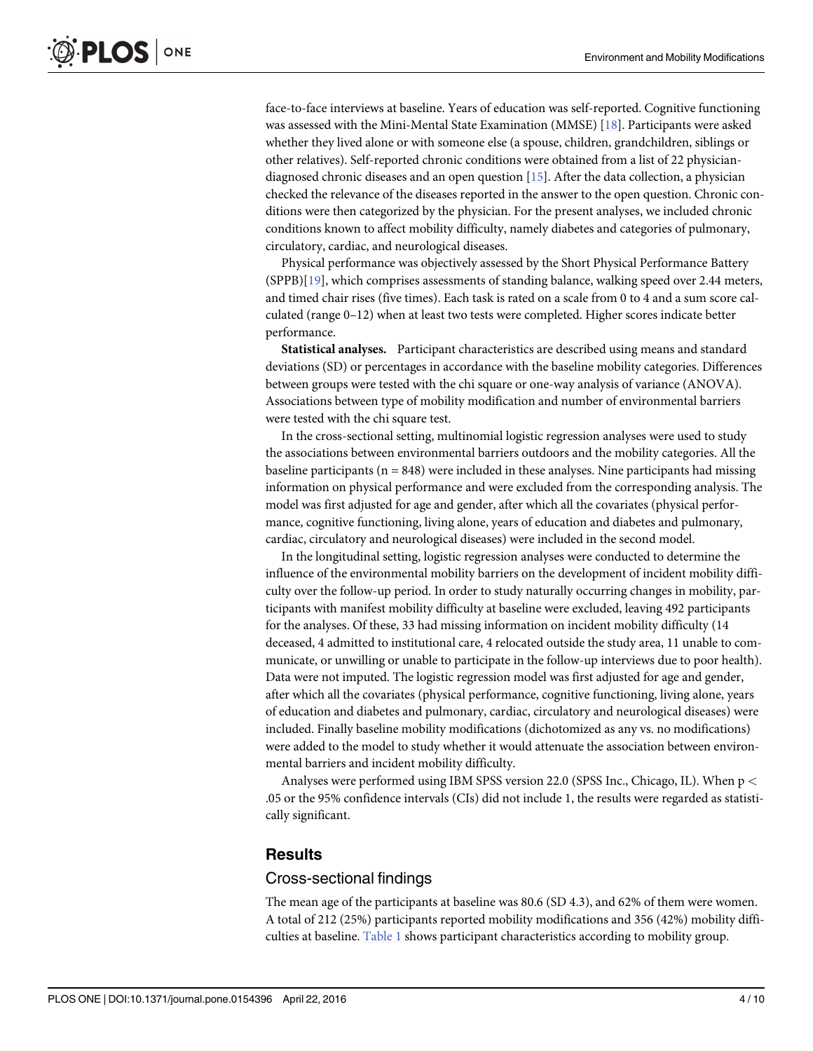face-to-face interviews at baseline. Years of education was self-reported. Cognitive functioning was assessed with the Mini-Mental State Examination (MMSE) [18]. Participants were asked whether they lived alone or with someone else (a spouse, children, grandchildren, siblings or other relatives). Self-reported chronic conditions were obtained from a list of 22 physician-diagnosed chronic diseases and an open question [15]. After the data collection, a physician checked the relevance of the diseases reported in the answer to the open question. Chronic conditions were then categorized by the physician. For the present analyses, we included chronic conditions known to affect mobility difficulty, namely diabetes and categories of pulmonary, circulatory, cardiac, and neurological diseases.

Physical performance was objectively assessed by the Short Physical Performance Battery (SPPB)[19], which comprises assessments of standing balance, walking speed over 2.44 meters, and timed chair rises (five times). Each task is rated on a scale from 0 to 4 and a sum score calculated (range 0–12) when at least two tests were completed. Higher scores indicate better performance.

**Statistical analyses.** Participant characteristics are described using means and standard deviations (SD) or percentages in accordance with the baseline mobility categories. Differences between groups were tested with the chi square or one-way analysis of variance (ANOVA). Associations between type of mobility modification and number of environmental barriers were tested with the chi square test.

In the cross-sectional setting, multinomial logistic regression analyses were used to study the associations between environmental barriers outdoors and the mobility categories. All the baseline participants (n = 848) were included in these analyses. Nine participants had missing information on physical performance and were excluded from the corresponding analysis. The model was first adjusted for age and gender, after which all the covariates (physical performance, cognitive functioning, living alone, years of education and diabetes and pulmonary, cardiac, circulatory and neurological diseases) were included in the second model.

In the longitudinal setting, logistic regression analyses were conducted to determine the influence of the environmental mobility barriers on the development of incident mobility difficulty over the follow-up period. In order to study naturally occurring changes in mobility, participants with manifest mobility difficulty at baseline were excluded, leaving 492 participants for the analyses. Of these, 33 had missing information on incident mobility difficulty (14 deceased, 4 admitted to institutional care, 4 relocated outside the study area, 11 unable to communicate, or unwilling or unable to participate in the follow-up interviews due to poor health). Data were not imputed. The logistic regression model was first adjusted for age and gender, after which all the covariates (physical performance, cognitive functioning, living alone, years of education and diabetes and pulmonary, cardiac, circulatory and neurological diseases) were included. Finally baseline mobility modifications (dichotomized as any vs. no modifications) were added to the model to study whether it would attenuate the association between environmental barriers and incident mobility difficulty.

Analyses were performed using IBM SPSS version 22.0 (SPSS Inc., Chicago, IL). When $p < .05$ or the 95% confidence intervals (CIs) did not include 1, the results were regarded as statistically significant.

## Results

### Cross-sectional findings

The mean age of the participants at baseline was 80.6 (SD 4.3), and 62% of them were women. A total of 212 (25%) participants reported mobility modifications and 356 (42%) mobility difficulties at baseline. Table 1 shows participant characteristics according to mobility group.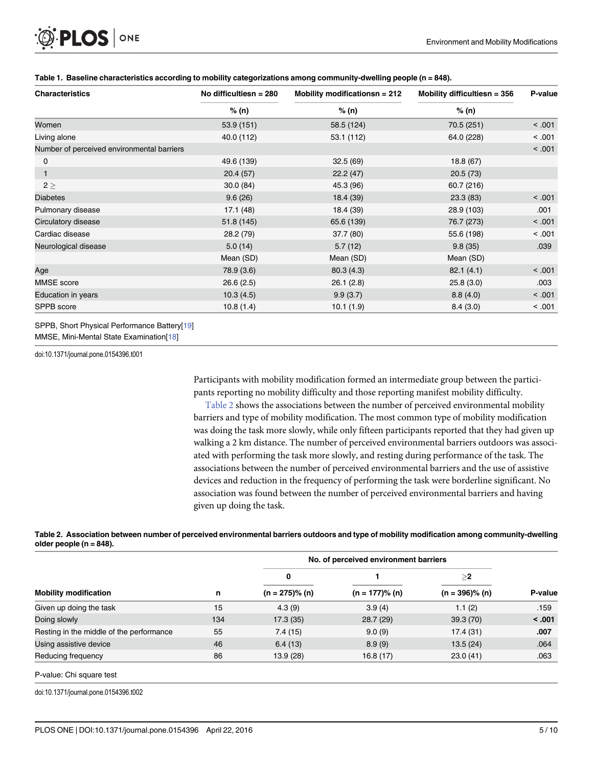**Table 1. Baseline characteristics according to mobility categorizations among community-dwelling people (n = 848).**

| Characteristics | No difficultiesn = 280 | Mobility modificationsn = 212 | Mobility difficultiesn = 356 | P-value |
|---|---|---|---|---|
| | % (n) | % (n) | % (n) | |
| Women | 53.9 (151) | 58.5 (124) | 70.5 (251) | < .001 |
| Living alone | 40.0 (112) | 53.1 (112) | 64.0 (228) | < .001 |
| Number of perceived environmental barriers | | | | < .001 |
| 0 | 49.6 (139) | 32.5 (69) | 18.8 (67) | |
| 1 | 20.4 (57) | 22.2 (47) | 20.5 (73) | |
| 2 ≥ | 30.0 (84) | 45.3 (96) | 60.7 (216) | |
| Diabetes | 9.6 (26) | 18.4 (39) | 23.3 (83) | < .001 |
| Pulmonary disease | 17.1 (48) | 18.4 (39) | 28.9 (103) | .001 |
| Circulatory disease | 51.8 (145) | 65.6 (139) | 76.7 (273) | < .001 |
| Cardiac disease | 28.2 (79) | 37.7 (80) | 55.6 (198) | < .001 |
| Neurological disease | 5.0 (14) | 5.7 (12) | 9.8 (35) | .039 |
| | Mean (SD) | Mean (SD) | Mean (SD) | |
| Age | 78.9 (3.6) | 80.3 (4.3) | 82.1 (4.1) | < .001 |
| MMSE score | 26.6 (2.5) | 26.1 (2.8) | 25.8 (3.0) | .003 |
| Education in years | 10.3 (4.5) | 9.9 (3.7) | 8.8 (4.0) | < .001 |
| SPPB score | 10.8 (1.4) | 10.1 (1.9) | 8.4 (3.0) | < .001 |

SPPB, Short Physical Performance Battery[19]
MMSE, Mini-Mental State Examination[18]

doi:10.1371/journal.pone.0154396.t001

Participants with mobility modification formed an intermediate group between the participants reporting no mobility difficulty and those reporting manifest mobility difficulty.

Table 2 shows the associations between the number of perceived environmental mobility barriers and type of mobility modification. The most common type of mobility modification was doing the task more slowly, while only fifteen participants reported that they had given up walking a 2 km distance. The number of perceived environmental barriers outdoors was associated with performing the task more slowly, and resting during performance of the task. The associations between the number of perceived environmental barriers and the use of assistive devices and reduction in the frequency of performing the task were borderline significant. No association was found between the number of perceived environmental barriers and having given up doing the task.

**Table 2. Association between number of perceived environmental barriers outdoors and type of mobility modification among community-dwelling older people (n = 848).**

| | | No. of perceived environment barriers | | | |
|---|---|---|---|---|---|
| | | 0 | 1 | ≥2 | |
| Mobility modification | n | (n = 275)% (n) | (n = 177)% (n) | (n = 396)% (n) | P-value |
| Given up doing the task | 15 | 4.3 (9) | 3.9 (4) | 1.1 (2) | .159 |
| Doing slowly | 134 | 17.3 (35) | 28.7 (29) | 39.3 (70) | **< .001** |
| Resting in the middle of the performance | 55 | 7.4 (15) | 9.0 (9) | 17.4 (31) | **.007** |
| Using assistive device | 46 | 6.4 (13) | 8.9 (9) | 13.5 (24) | .064 |
| Reducing frequency | 86 | 13.9 (28) | 16.8 (17) | 23.0 (41) | .063 |

P-value: Chi square test

doi:10.1371/journal.pone.0154396.t002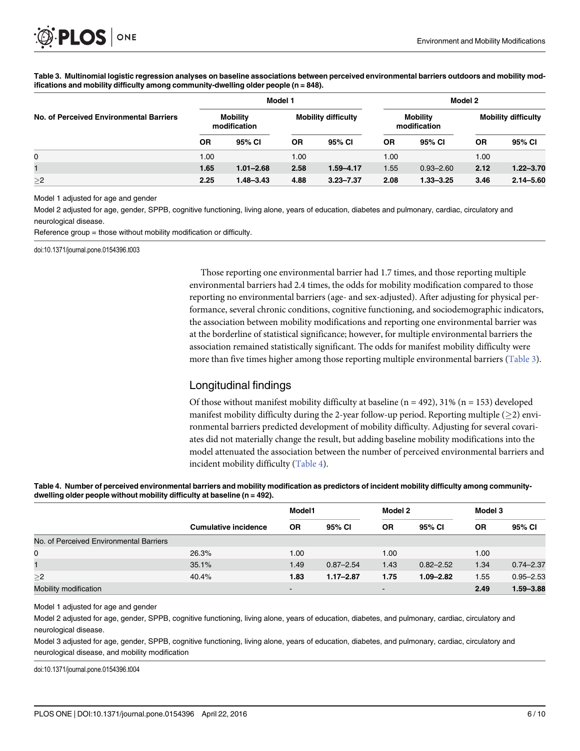**Table 3. Multinomial logistic regression analyses on baseline associations between perceived environmental barriers outdoors and mobility modifications and mobility difficulty among community-dwelling older people (n = 848).**

| No. of Perceived Environmental Barriers | Model 1 | | | | Model 2 | | | |
|---|---|---|---|---|---|---|---|---|
| | Mobility modification | | Mobility difficulty | | Mobility modification | | Mobility difficulty | |
| | OR | 95% CI | OR | 95% CI | OR | 95% CI | OR | 95% CI |
| 0 | 1.00 | | 1.00 | | 1.00 | | 1.00 | |
| 1 | **1.65** | **1.01–2.68** | **2.58** | **1.59–4.17** | 1.55 | 0.93–2.60 | **2.12** | **1.22–3.70** |
| ≥2 | **2.25** | **1.48–3.43** | **4.88** | **3.23–7.37** | **2.08** | **1.33–3.25** | **3.46** | **2.14–5.60** |

Model 1 adjusted for age and gender

Model 2 adjusted for age, gender, SPPB, cognitive functioning, living alone, years of education, diabetes and pulmonary, cardiac, circulatory and neurological disease.

Reference group = those without mobility modification or difficulty.

doi:10.1371/journal.pone.0154396.t003

Those reporting one environmental barrier had 1.7 times, and those reporting multiple environmental barriers had 2.4 times, the odds for mobility modification compared to those reporting no environmental barriers (age- and sex-adjusted). After adjusting for physical performance, several chronic conditions, cognitive functioning, and sociodemographic indicators, the association between mobility modifications and reporting one environmental barrier was at the borderline of statistical significance; however, for multiple environmental barriers the association remained statistically significant. The odds for manifest mobility difficulty were more than five times higher among those reporting multiple environmental barriers (Table 3).

## Longitudinal findings

Of those without manifest mobility difficulty at baseline (n = 492), 31% (n = 153) developed manifest mobility difficulty during the 2-year follow-up period. Reporting multiple (≥2) environmental barriers predicted development of mobility difficulty. Adjusting for several covariates did not materially change the result, but adding baseline mobility modifications into the model attenuated the association between the number of perceived environmental barriers and incident mobility difficulty (Table 4).

**Table 4. Number of perceived environmental barriers and mobility modification as predictors of incident mobility difficulty among community-dwelling older people without mobility difficulty at baseline (n = 492).**

| | | Model1 | | Model 2 | | Model 3 | |
|---|---|---|---|---|---|---|---|
| | Cumulative incidence | OR | 95% CI | OR | 95% CI | OR | 95% CI |
| No. of Perceived Environmental Barriers | | | | | | | |
| 0 | 26.3% | 1.00 | | 1.00 | | 1.00 | |
| 1 | 35.1% | 1.49 | 0.87–2.54 | 1.43 | 0.82–2.52 | 1.34 | 0.74–2.37 |
| ≥2 | 40.4% | **1.83** | **1.17–2.87** | **1.75** | **1.09–2.82** | 1.55 | 0.95–2.53 |
| Mobility modification | | - | | - | | **2.49** | **1.59–3.88** |

Model 1 adjusted for age and gender

Model 2 adjusted for age, gender, SPPB, cognitive functioning, living alone, years of education, diabetes, and pulmonary, cardiac, circulatory and neurological disease.

Model 3 adjusted for age, gender, SPPB, cognitive functioning, living alone, years of education, diabetes, and pulmonary, cardiac, circulatory and neurological disease, and mobility modification

doi:10.1371/journal.pone.0154396.t004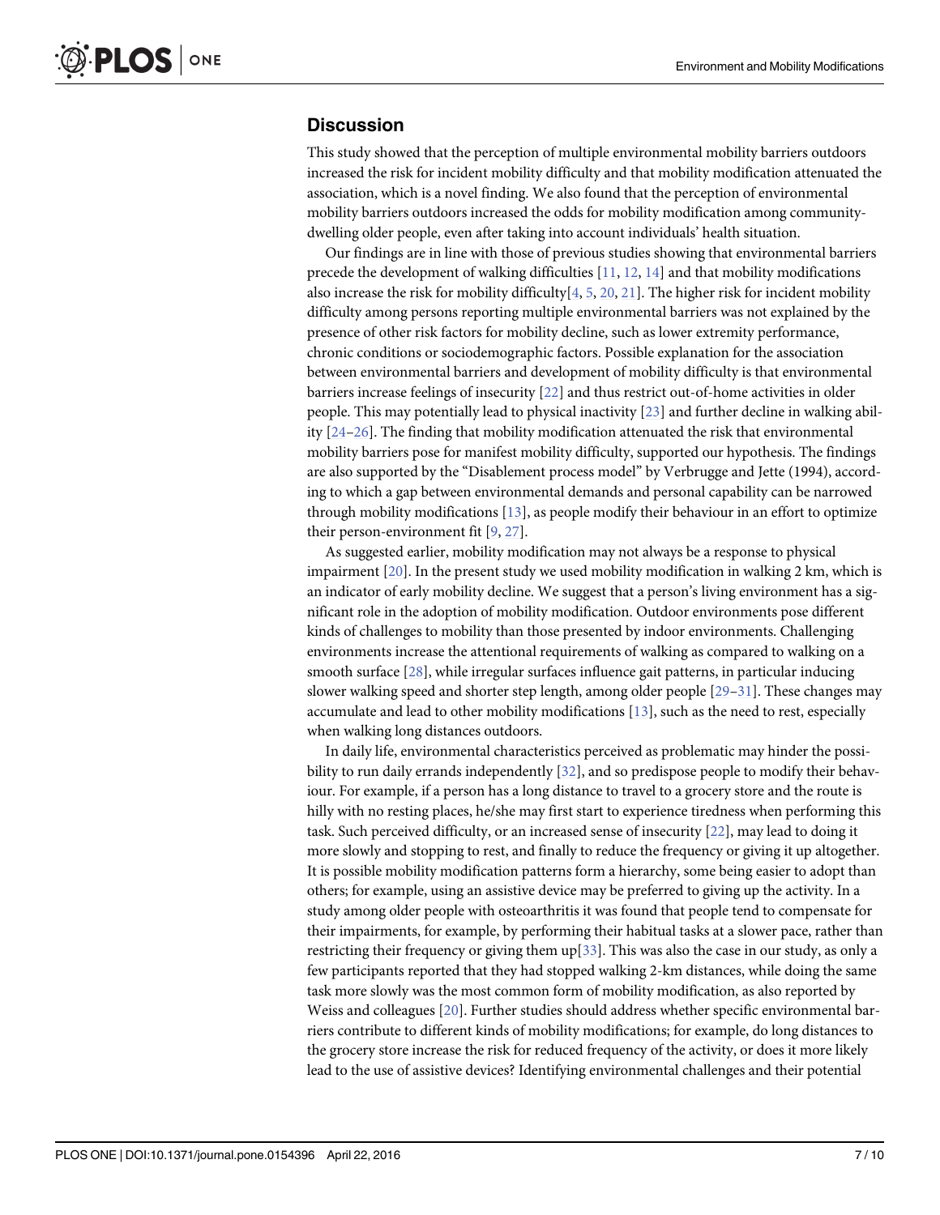## Discussion

This study showed that the perception of multiple environmental mobility barriers outdoors increased the risk for incident mobility difficulty and that mobility modification attenuated the association, which is a novel finding. We also found that the perception of environmental mobility barriers outdoors increased the odds for mobility modification among community-dwelling older people, even after taking into account individuals' health situation.

Our findings are in line with those of previous studies showing that environmental barriers precede the development of walking difficulties [11, 12, 14] and that mobility modifications also increase the risk for mobility difficulty[4, 5, 20, 21]. The higher risk for incident mobility difficulty among persons reporting multiple environmental barriers was not explained by the presence of other risk factors for mobility decline, such as lower extremity performance, chronic conditions or sociodemographic factors. Possible explanation for the association between environmental barriers and development of mobility difficulty is that environmental barriers increase feelings of insecurity [22] and thus restrict out-of-home activities in older people. This may potentially lead to physical inactivity [23] and further decline in walking ability [24–26]. The finding that mobility modification attenuated the risk that environmental mobility barriers pose for manifest mobility difficulty, supported our hypothesis. The findings are also supported by the "Disablement process model" by Verbrugge and Jette (1994), according to which a gap between environmental demands and personal capability can be narrowed through mobility modifications [13], as people modify their behaviour in an effort to optimize their person-environment fit [9, 27].

As suggested earlier, mobility modification may not always be a response to physical impairment [20]. In the present study we used mobility modification in walking 2 km, which is an indicator of early mobility decline. We suggest that a person's living environment has a significant role in the adoption of mobility modification. Outdoor environments pose different kinds of challenges to mobility than those presented by indoor environments. Challenging environments increase the attentional requirements of walking as compared to walking on a smooth surface [28], while irregular surfaces influence gait patterns, in particular inducing slower walking speed and shorter step length, among older people [29–31]. These changes may accumulate and lead to other mobility modifications [13], such as the need to rest, especially when walking long distances outdoors.

In daily life, environmental characteristics perceived as problematic may hinder the possibility to run daily errands independently [32], and so predispose people to modify their behaviour. For example, if a person has a long distance to travel to a grocery store and the route is hilly with no resting places, he/she may first start to experience tiredness when performing this task. Such perceived difficulty, or an increased sense of insecurity [22], may lead to doing it more slowly and stopping to rest, and finally to reduce the frequency or giving it up altogether. It is possible mobility modification patterns form a hierarchy, some being easier to adopt than others; for example, using an assistive device may be preferred to giving up the activity. In a study among older people with osteoarthritis it was found that people tend to compensate for their impairments, for example, by performing their habitual tasks at a slower pace, rather than restricting their frequency or giving them up[33]. This was also the case in our study, as only a few participants reported that they had stopped walking 2-km distances, while doing the same task more slowly was the most common form of mobility modification, as also reported by Weiss and colleagues [20]. Further studies should address whether specific environmental barriers contribute to different kinds of mobility modifications; for example, do long distances to the grocery store increase the risk for reduced frequency of the activity, or does it more likely lead to the use of assistive devices? Identifying environmental challenges and their potential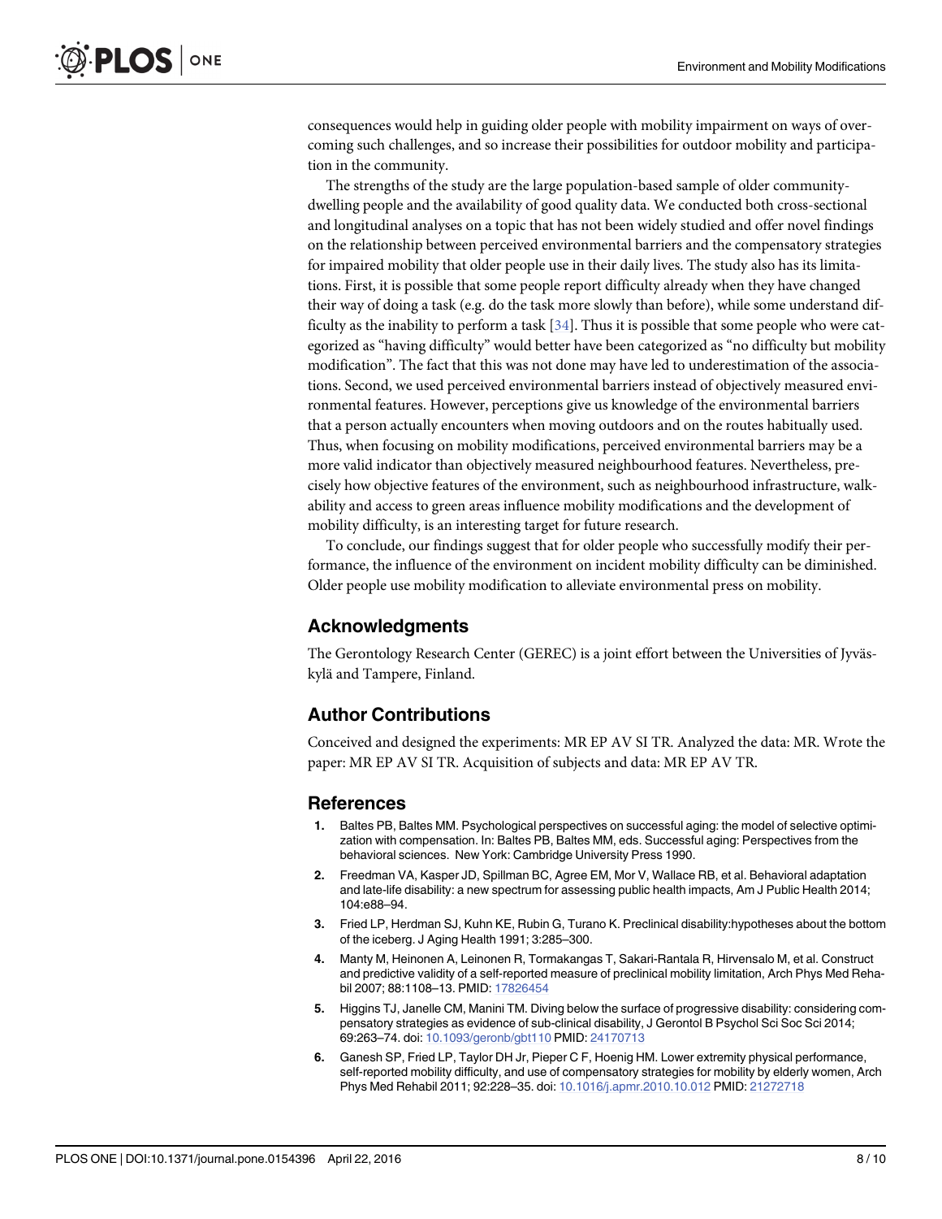consequences would help in guiding older people with mobility impairment on ways of overcoming such challenges, and so increase their possibilities for outdoor mobility and participation in the community.

The strengths of the study are the large population-based sample of older community-dwelling people and the availability of good quality data. We conducted both cross-sectional and longitudinal analyses on a topic that has not been widely studied and offer novel findings on the relationship between perceived environmental barriers and the compensatory strategies for impaired mobility that older people use in their daily lives. The study also has its limitations. First, it is possible that some people report difficulty already when they have changed their way of doing a task (e.g. do the task more slowly than before), while some understand difficulty as the inability to perform a task [34]. Thus it is possible that some people who were categorized as "having difficulty" would better have been categorized as "no difficulty but mobility modification". The fact that this was not done may have led to underestimation of the associations. Second, we used perceived environmental barriers instead of objectively measured environmental features. However, perceptions give us knowledge of the environmental barriers that a person actually encounters when moving outdoors and on the routes habitually used. Thus, when focusing on mobility modifications, perceived environmental barriers may be a more valid indicator than objectively measured neighbourhood features. Nevertheless, precisely how objective features of the environment, such as neighbourhood infrastructure, walkability and access to green areas influence mobility modifications and the development of mobility difficulty, is an interesting target for future research.

To conclude, our findings suggest that for older people who successfully modify their performance, the influence of the environment on incident mobility difficulty can be diminished. Older people use mobility modification to alleviate environmental press on mobility.

## Acknowledgments

The Gerontology Research Center (GEREC) is a joint effort between the Universities of Jyväskylä and Tampere, Finland.

## Author Contributions

Conceived and designed the experiments: MR EP AV SI TR. Analyzed the data: MR. Wrote the paper: MR EP AV SI TR. Acquisition of subjects and data: MR EP AV TR.

## References

1. Baltes PB, Baltes MM. Psychological perspectives on successful aging: the model of selective optimization with compensation. In: Baltes PB, Baltes MM, eds. Successful aging: Perspectives from the behavioral sciences. New York: Cambridge University Press 1990.
2. Freedman VA, Kasper JD, Spillman BC, Agree EM, Mor V, Wallace RB, et al. Behavioral adaptation and late-life disability: a new spectrum for assessing public health impacts, Am J Public Health 2014; 104:e88–94.
3. Fried LP, Herdman SJ, Kuhn KE, Rubin G, Turano K. Preclinical disability:hypotheses about the bottom of the iceberg. J Aging Health 1991; 3:285–300.
4. Manty M, Heinonen A, Leinonen R, Tormakangas T, Sakari-Rantala R, Hirvensalo M, et al. Construct and predictive validity of a self-reported measure of preclinical mobility limitation, Arch Phys Med Rehabil 2007; 88:1108–13. PMID: 17826454
5. Higgins TJ, Janelle CM, Manini TM. Diving below the surface of progressive disability: considering compensatory strategies as evidence of sub-clinical disability, J Gerontol B Psychol Sci Soc Sci 2014; 69:263–74. doi: 10.1093/geronb/gbt110 PMID: 24170713
6. Ganesh SP, Fried LP, Taylor DH Jr, Pieper C F, Hoenig HM. Lower extremity physical performance, self-reported mobility difficulty, and use of compensatory strategies for mobility by elderly women, Arch Phys Med Rehabil 2011; 92:228–35. doi: 10.1016/j.apmr.2010.10.012 PMID: 21272718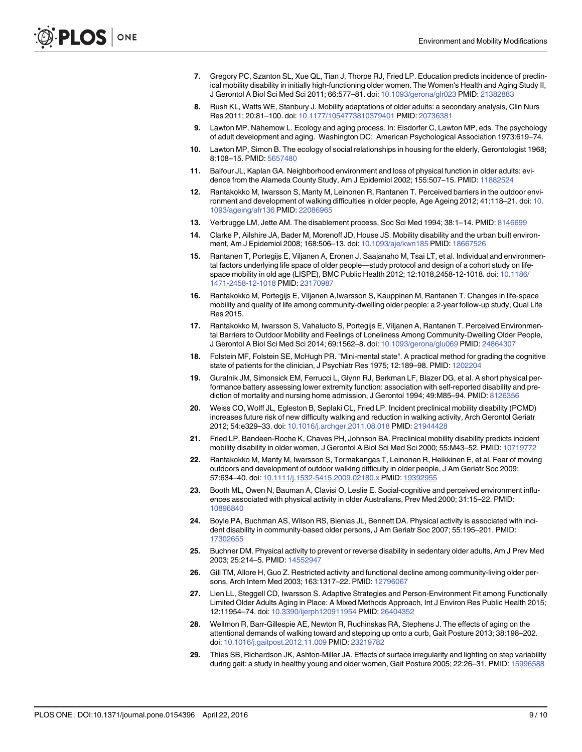7. Gregory PC, Szanton SL, Xue QL, Tian J, Thorpe RJ, Fried LP. Education predicts incidence of preclinical mobility disability in initially high-functioning older women. The Women's Health and Aging Study II, J Gerontol A Biol Sci Med Sci 2011; 66:577–81. doi: 10.1093/gerona/glr023 PMID: 21382883
8. Rush KL, Watts WE, Stanbury J. Mobility adaptations of older adults: a secondary analysis, Clin Nurs Res 2011; 20:81–100. doi: 10.1177/1054773810379401 PMID: 20736381
9. Lawton MP, Nahemow L. Ecology and aging process. In: Eisdorfer C, Lawton MP, eds. The psychology of adult development and aging. Washington DC: American Psychological Association 1973:619–74.
10. Lawton MP, Simon B. The ecology of social relationships in housing for the elderly, Gerontologist 1968; 8:108–15. PMID: 5657480
11. Balfour JL, Kaplan GA. Neighborhood environment and loss of physical function in older adults: evidence from the Alameda County Study, Am J Epidemiol 2002; 155:507–15. PMID: 11882524
12. Rantakokko M, Iwarsson S, Manty M, Leinonen R, Rantanen T. Perceived barriers in the outdoor environment and development of walking difficulties in older people, Age Ageing 2012; 41:118–21. doi: 10.1093/ageing/afr136 PMID: 22086965
13. Verbrugge LM, Jette AM. The disablement process, Soc Sci Med 1994; 38:1–14. PMID: 8146699
14. Clarke P, Ailshire JA, Bader M, Morenoff JD, House JS. Mobility disability and the urban built environment, Am J Epidemiol 2008; 168:506–13. doi: 10.1093/aje/kwn185 PMID: 18667526
15. Rantanen T, Portegijs E, Viljanen A, Eronen J, Saajanaho M, Tsai LT, et al. Individual and environmental factors underlying life space of older people—study protocol and design of a cohort study on life-space mobility in old age (LISPE), BMC Public Health 2012; 12:1018,2458-12-1018. doi: 10.1186/1471-2458-12-1018 PMID: 23170987
16. Rantakokko M, Portegijs E, Viljanen A,Iwarsson S, Kauppinen M, Rantanen T. Changes in life-space mobility and quality of life among community-dwelling older people: a 2-year follow-up study, Qual Life Res 2015.
17. Rantakokko M, Iwarsson S, Vahaluoto S, Portegijs E, Viljanen A, Rantanen T. Perceived Environmental Barriers to Outdoor Mobility and Feelings of Loneliness Among Community-Dwelling Older People, J Gerontol A Biol Sci Med Sci 2014; 69:1562–8. doi: 10.1093/gerona/glu069 PMID: 24864307
18. Folstein MF, Folstein SE, McHugh PR. "Mini-mental state". A practical method for grading the cognitive state of patients for the clinician, J Psychiatr Res 1975; 12:189–98. PMID: 1202204
19. Guralnik JM, Simonsick EM, Ferrucci L, Glynn RJ, Berkman LF, Blazer DG, et al. A short physical performance battery assessing lower extremity function: association with self-reported disability and prediction of mortality and nursing home admission, J Gerontol 1994; 49:M85–94. PMID: 8126356
20. Weiss CO, Wolff JL, Egleston B, Seplaki CL, Fried LP. Incident preclinical mobility disability (PCMD) increases future risk of new difficulty walking and reduction in walking activity, Arch Gerontol Geriatr 2012; 54:e329–33. doi: 10.1016/j.archger.2011.08.018 PMID: 21944428
21. Fried LP, Bandeen-Roche K, Chaves PH, Johnson BA. Preclinical mobility disability predicts incident mobility disability in older women, J Gerontol A Biol Sci Med Sci 2000; 55:M43–52. PMID: 10719772
22. Rantakokko M, Manty M, Iwarsson S, Tormakangas T, Leinonen R, Heikkinen E, et al. Fear of moving outdoors and development of outdoor walking difficulty in older people, J Am Geriatr Soc 2009; 57:634–40. doi: 10.1111/j.1532-5415.2009.02180.x PMID: 19392955
23. Booth ML, Owen N, Bauman A, Clavisi O, Leslie E. Social-cognitive and perceived environment influences associated with physical activity in older Australians, Prev Med 2000; 31:15–22. PMID: 10896840
24. Boyle PA, Buchman AS, Wilson RS, Bienias JL, Bennett DA. Physical activity is associated with incident disability in community-based older persons, J Am Geriatr Soc 2007; 55:195–201. PMID: 17302655
25. Buchner DM. Physical activity to prevent or reverse disability in sedentary older adults, Am J Prev Med 2003; 25:214–5. PMID: 14552947
26. Gill TM, Allore H, Guo Z. Restricted activity and functional decline among community-living older persons, Arch Intern Med 2003; 163:1317–22. PMID: 12796067
27. Lien LL, Steggell CD, Iwarsson S. Adaptive Strategies and Person-Environment Fit among Functionally Limited Older Adults Aging in Place: A Mixed Methods Approach, Int J Environ Res Public Health 2015; 12:11954–74. doi: 10.3390/ijerph120911954 PMID: 26404352
28. Wellmon R, Barr-Gillespie AE, Newton R, Ruchinskas RA, Stephens J. The effects of aging on the attentional demands of walking toward and stepping up onto a curb, Gait Posture 2013; 38:198–202. doi: 10.1016/j.gaitpost.2012.11.009 PMID: 23219782
29. Thies SB, Richardson JK, Ashton-Miller JA. Effects of surface irregularity and lighting on step variability during gait: a study in healthy young and older women, Gait Posture 2005; 22:26–31. PMID: 15996588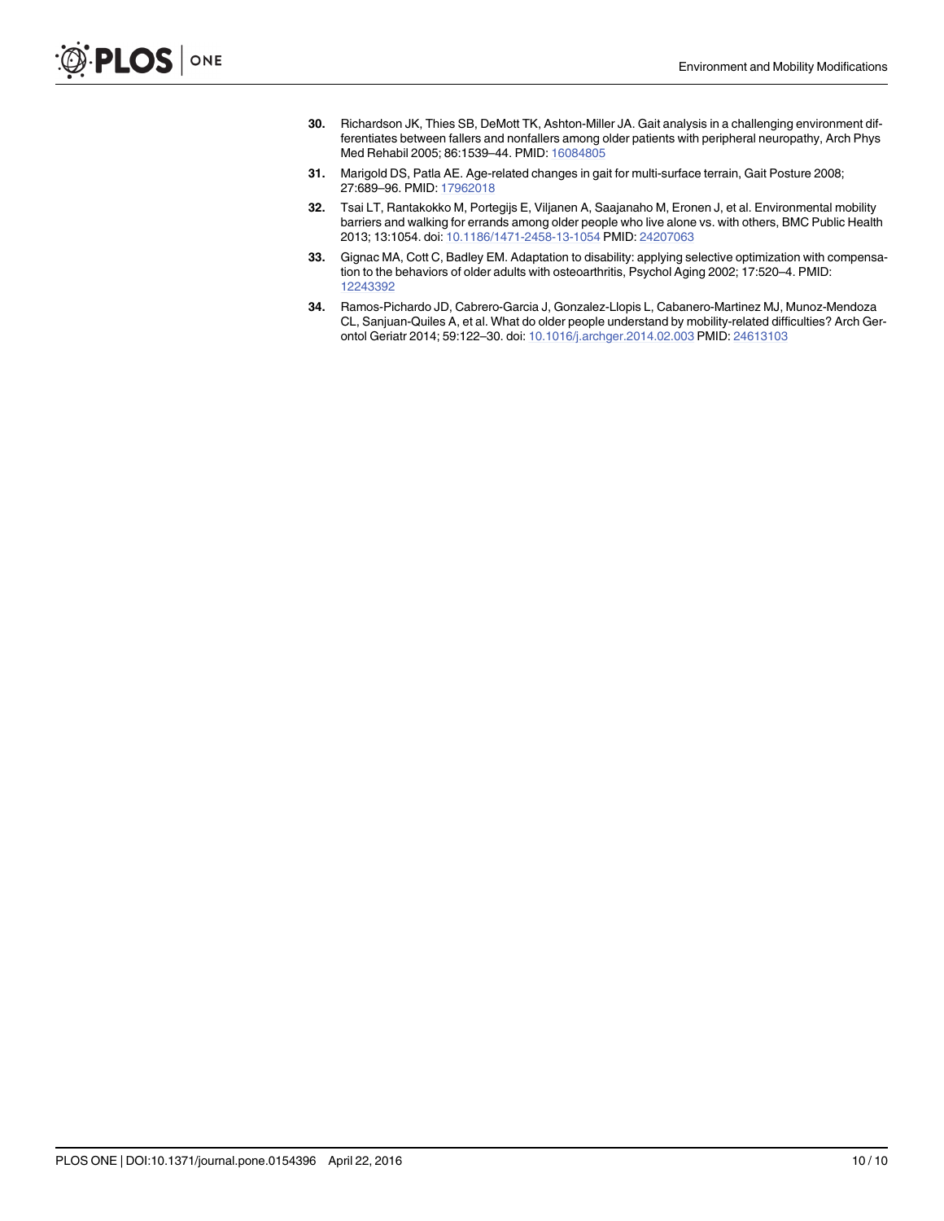30. Richardson JK, Thies SB, DeMott TK, Ashton-Miller JA. Gait analysis in a challenging environment differentiates between fallers and nonfallers among older patients with peripheral neuropathy, Arch Phys Med Rehabil 2005; 86:1539–44. PMID: 16084805

31. Marigold DS, Patla AE. Age-related changes in gait for multi-surface terrain, Gait Posture 2008; 27:689–96. PMID: 17962018

32. Tsai LT, Rantakokko M, Portegijs E, Viljanen A, Saajanaho M, Eronen J, et al. Environmental mobility barriers and walking for errands among older people who live alone vs. with others, BMC Public Health 2013; 13:1054. doi: 10.1186/1471-2458-13-1054 PMID: 24207063

33. Gignac MA, Cott C, Badley EM. Adaptation to disability: applying selective optimization with compensation to the behaviors of older adults with osteoarthritis, Psychol Aging 2002; 17:520–4. PMID: 12243392

34. Ramos-Pichardo JD, Cabrero-Garcia J, Gonzalez-Llopis L, Cabanero-Martinez MJ, Munoz-Mendoza CL, Sanjuan-Quiles A, et al. What do older people understand by mobility-related difficulties? Arch Gerontol Geriatr 2014; 59:122–30. doi: 10.1016/j.archger.2014.02.003 PMID: 24613103